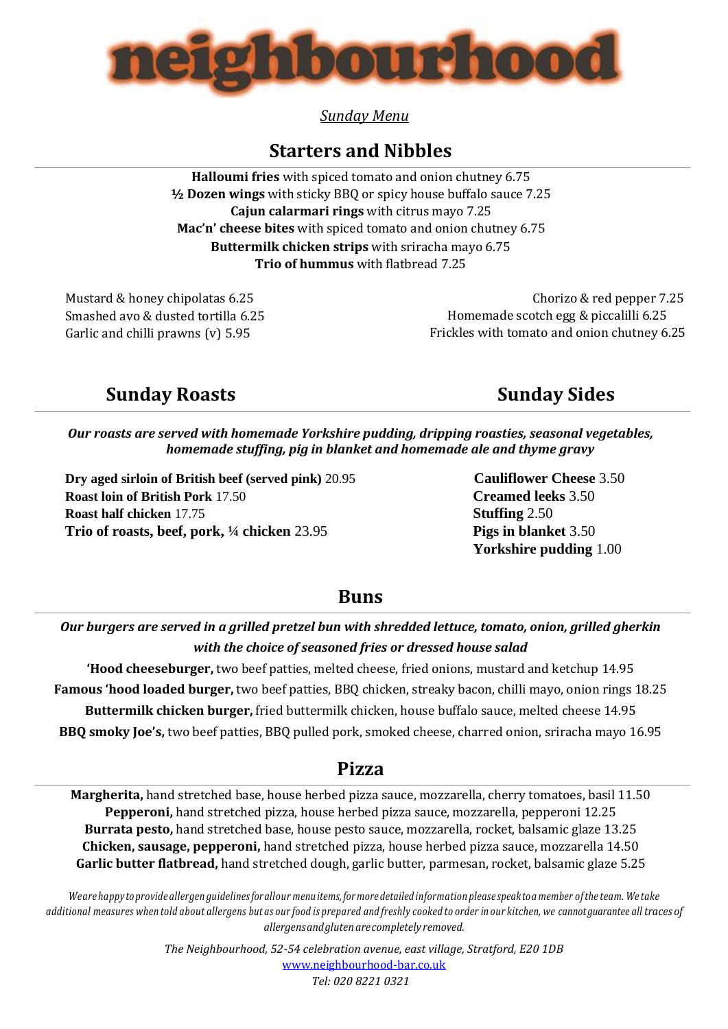# neighbourhood

*Sunday Menu*

## Starters and Nibbles

**Halloumi fries** with spiced tomato and onion chutney 6.75
**½ Dozen wings** with sticky BBQ or spicy house buffalo sauce 7.25
**Cajun calarmari rings** with citrus mayo 7.25
**Mac'n' cheese bites** with spiced tomato and onion chutney 6.75
**Buttermilk chicken strips** with sriracha mayo 6.75
**Trio of hummus** with flatbread 7.25

Mustard & honey chipolatas 6.25
Smashed avo & dusted tortilla 6.25
Garlic and chilli prawns (v) 5.95

Chorizo & red pepper 7.25
Homemade scotch egg & piccalilli 6.25
Frickles with tomato and onion chutney 6.25

## Sunday Roasts

***Our roasts are served with homemade Yorkshire pudding, dripping roasties, seasonal vegetables, homemade stuffing, pig in blanket and homemade ale and thyme gravy***

**Dry aged sirloin of British beef (served pink)** 20.95
**Roast loin of British Pork** 17.50
**Roast half chicken** 17.75
**Trio of roasts, beef, pork, ¼ chicken** 23.95

## Sunday Sides

**Cauliflower Cheese** 3.50
**Creamed leeks** 3.50
**Stuffing** 2.50
**Pigs in blanket** 3.50
**Yorkshire pudding** 1.00

## Buns

***Our burgers are served in a grilled pretzel bun with shredded lettuce, tomato, onion, grilled gherkin with the choice of seasoned fries or dressed house salad***

**'Hood cheeseburger,** two beef patties, melted cheese, fried onions, mustard and ketchup 14.95
**Famous 'hood loaded burger,** two beef patties, BBQ chicken, streaky bacon, chilli mayo, onion rings 18.25
**Buttermilk chicken burger,** fried buttermilk chicken, house buffalo sauce, melted cheese 14.95
**BBQ smoky Joe's,** two beef patties, BBQ pulled pork, smoked cheese, charred onion, sriracha mayo 16.95

## Pizza

**Margherita,** hand stretched base, house herbed pizza sauce, mozzarella, cherry tomatoes, basil 11.50
**Pepperoni,** hand stretched pizza, house herbed pizza sauce, mozzarella, pepperoni 12.25
**Burrata pesto,** hand stretched base, house pesto sauce, mozzarella, rocket, balsamic glaze 13.25
**Chicken, sausage, pepperoni,** hand stretched pizza, house herbed pizza sauce, mozzarella 14.50
**Garlic butter flatbread,** hand stretched dough, garlic butter, parmesan, rocket, balsamic glaze 5.25

*We are happy to provide allergen guidelines for all our menu items, for more detailed information please speak to a member of the team. We take additional measures when told about allergens but as our food is prepared and freshly cooked to order in our kitchen, we cannot guarantee all traces of allergens and gluten are completely removed.*

*The Neighbourhood, 52-54 celebration avenue, east village, Stratford, E20 1DB*
www.neighbourhood-bar.co.uk
*Tel: 020 8221 0321*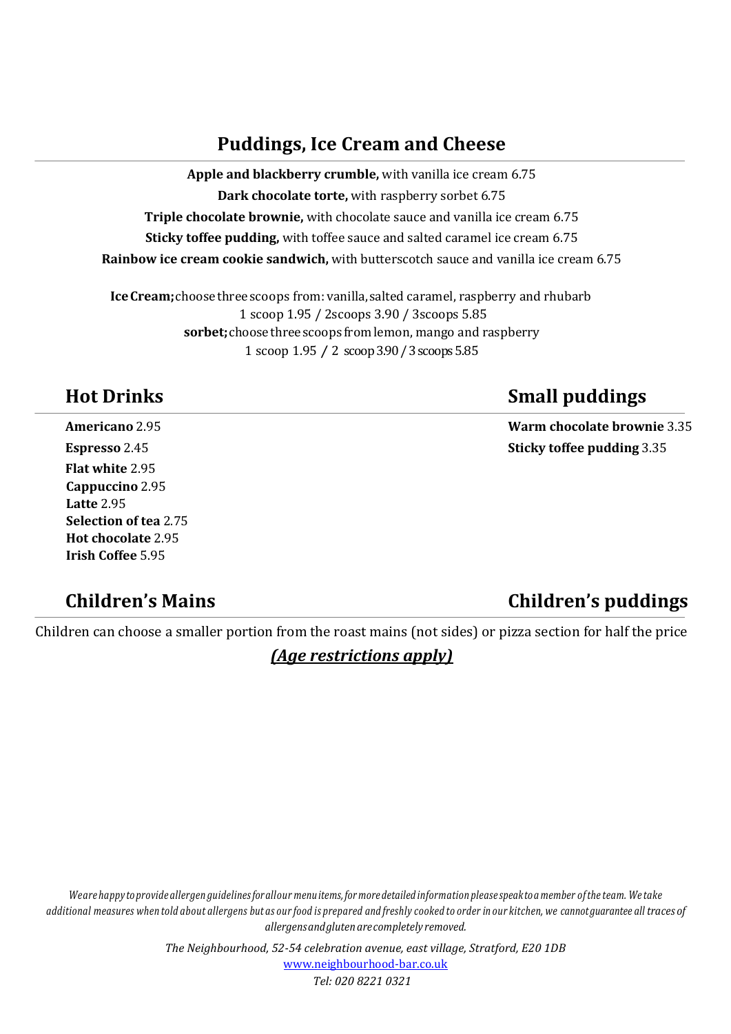## Puddings, Ice Cream and Cheese

**Apple and blackberry crumble,** with vanilla ice cream 6.75

**Dark chocolate torte,** with raspberry sorbet 6.75

**Triple chocolate brownie,** with chocolate sauce and vanilla ice cream 6.75

**Sticky toffee pudding,** with toffee sauce and salted caramel ice cream 6.75

**Rainbow ice cream cookie sandwich,** with butterscotch sauce and vanilla ice cream 6.75

**Ice Cream;** choose three scoops from: vanilla, salted caramel, raspberry and rhubarb
1 scoop 1.95 / 2scoops 3.90 / 3scoops 5.85

**sorbet;** choose three scoops from lemon, mango and raspberry
1 scoop 1.95 / 2 scoop 3.90 / 3 scoops 5.85

## Hot Drinks

**Americano** 2.95
**Espresso** 2.45
**Flat white** 2.95
**Cappuccino** 2.95
**Latte** 2.95
**Selection of tea** 2.75
**Hot chocolate** 2.95
**Irish Coffee** 5.95

## Small puddings

**Warm chocolate brownie** 3.35
**Sticky toffee pudding** 3.35

## Children's Mains

## Children's puddings

Children can choose a smaller portion from the roast mains (not sides) or pizza section for half the price

***(Age restrictions apply)***

*We are happy to provide allergen guidelines for all our menu items, for more detailed information please speak to a member of the team. We take additional measures when told about allergens but as our food is prepared and freshly cooked to order in our kitchen, we cannot guarantee all traces of allergens and gluten are completely removed.*

*The Neighbourhood, 52-54 celebration avenue, east village, Stratford, E20 1DB*
[www.neighbourhood-bar.co.uk](http://www.neighbourhood-bar.co.uk)
*Tel: 020 8221 0321*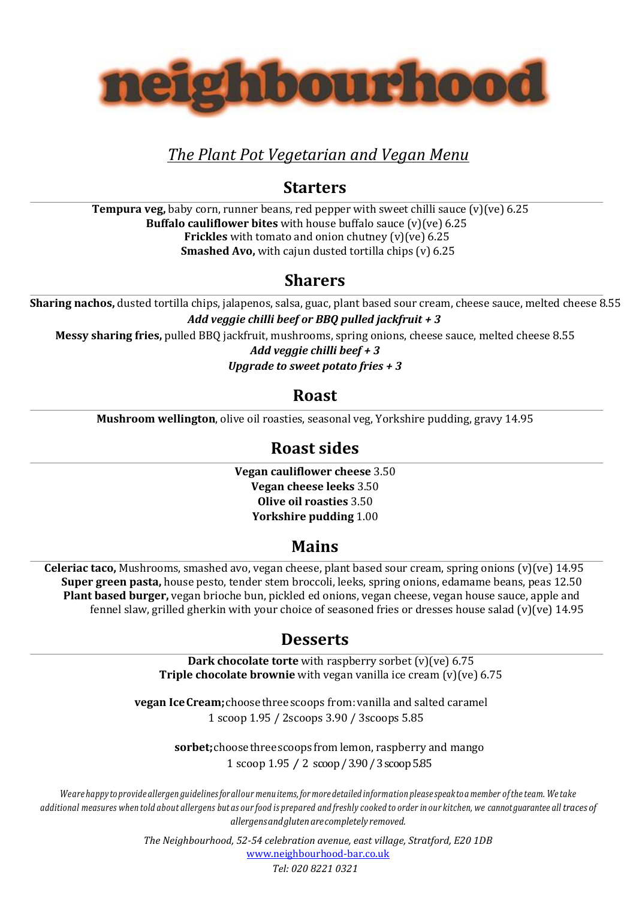# neighbourhood

## *The Plant Pot Vegetarian and Vegan Menu*

## Starters

**Tempura veg,** baby corn, runner beans, red pepper with sweet chilli sauce (v)(ve) 6.25
**Buffalo cauliflower bites** with house buffalo sauce (v)(ve) 6.25
**Frickles** with tomato and onion chutney (v)(ve) 6.25
**Smashed Avo,** with cajun dusted tortilla chips (v) 6.25

## Sharers

**Sharing nachos,** dusted tortilla chips, jalapenos, salsa, guac, plant based sour cream, cheese sauce, melted cheese 8.55
***Add veggie chilli beef or BBQ pulled jackfruit + 3***

**Messy sharing fries,** pulled BBQ jackfruit, mushrooms, spring onions, cheese sauce, melted cheese 8.55
***Add veggie chilli beef + 3***
***Upgrade to sweet potato fries + 3***

## Roast

**Mushroom wellington**, olive oil roasties, seasonal veg, Yorkshire pudding, gravy 14.95

## Roast sides

**Vegan cauliflower cheese** 3.50
**Vegan cheese leeks** 3.50
**Olive oil roasties** 3.50
**Yorkshire pudding** 1.00

## Mains

**Celeriac taco,** Mushrooms, smashed avo, vegan cheese, plant based sour cream, spring onions (v)(ve) 14.95
**Super green pasta,** house pesto, tender stem broccoli, leeks, spring onions, edamame beans, peas 12.50
**Plant based burger,** vegan brioche bun, pickled ed onions, vegan cheese, vegan house sauce, apple and fennel slaw, grilled gherkin with your choice of seasoned fries or dresses house salad (v)(ve) 14.95

## Desserts

**Dark chocolate torte** with raspberry sorbet (v)(ve) 6.75
**Triple chocolate brownie** with vegan vanilla ice cream (v)(ve) 6.75

**vegan Ice Cream;** choose three scoops from: vanilla and salted caramel
1 scoop 1.95 / 2scoops 3.90 / 3scoops 5.85

**sorbet;** choose three scoops from lemon, raspberry and mango
1 scoop 1.95 / 2 scoop / 3.90 / 3 scoop 5.85

*We are happy to provide allergen guidelines for all our menu items, for more detailed information please speak to a member of the team. We take additional measures when told about allergens but as our food is prepared and freshly cooked to order in our kitchen, we cannot guarantee all traces of allergens and gluten are completely removed.*

*The Neighbourhood, 52-54 celebration avenue, east village, Stratford, E20 1DB*
www.neighbourhood-bar.co.uk
*Tel: 020 8221 0321*